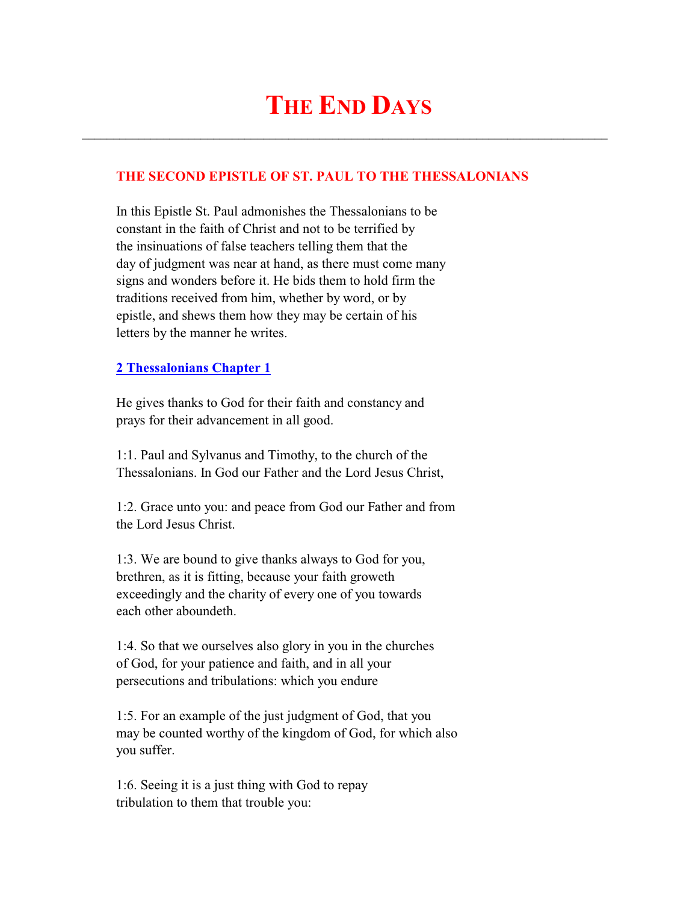# THE END DAYS

---

## THE SECOND EPISTLE OF ST. PAUL TO THE THESSALONIANS

In this Epistle St. Paul admonishes the Thessalonians to be constant in the faith of Christ and not to be terrified by the insinuations of false teachers telling them that the day of judgment was near at hand, as there must come many signs and wonders before it. He bids them to hold firm the traditions received from him, whether by word, or by epistle, and shews them how they may be certain of his letters by the manner he writes.

### 2 Thessalonians Chapter 1

He gives thanks to God for their faith and constancy and prays for their advancement in all good.

1:1. Paul and Sylvanus and Timothy, to the church of the Thessalonians. In God our Father and the Lord Jesus Christ,

1:2. Grace unto you: and peace from God our Father and from the Lord Jesus Christ.

1:3. We are bound to give thanks always to God for you, brethren, as it is fitting, because your faith groweth exceedingly and the charity of every one of you towards each other aboundeth.

1:4. So that we ourselves also glory in you in the churches of God, for your patience and faith, and in all your persecutions and tribulations: which you endure

1:5. For an example of the just judgment of God, that you may be counted worthy of the kingdom of God, for which also you suffer.

1:6. Seeing it is a just thing with God to repay tribulation to them that trouble you: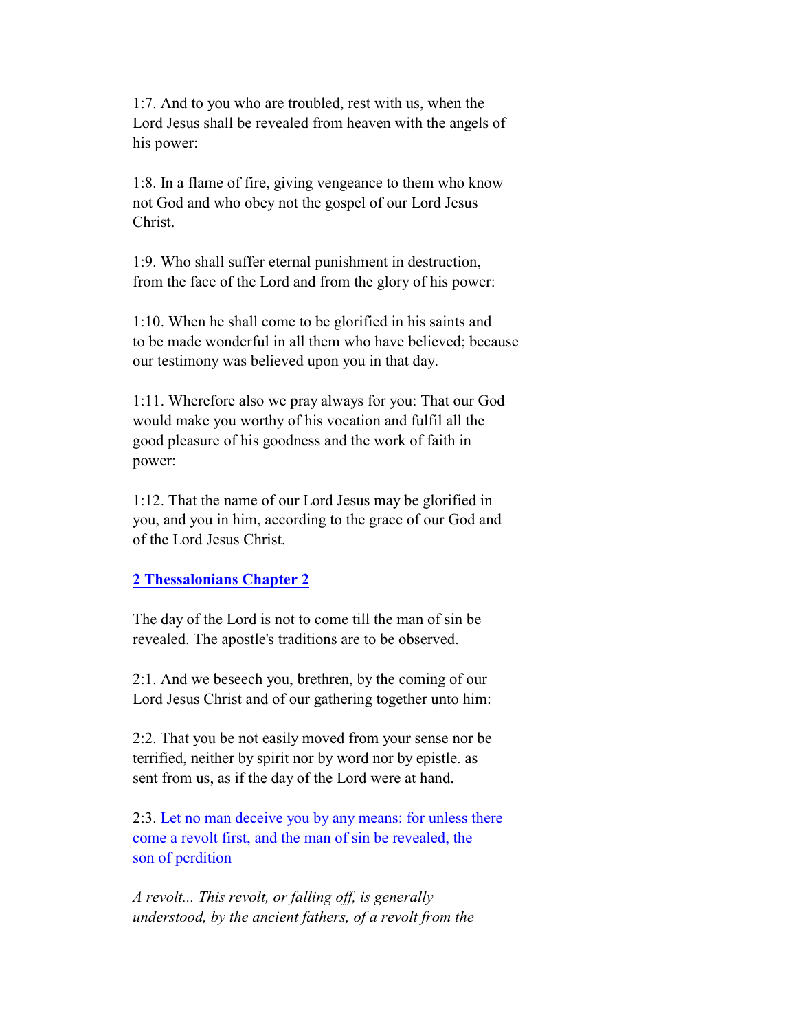1:7. And to you who are troubled, rest with us, when the Lord Jesus shall be revealed from heaven with the angels of his power:

1:8. In a flame of fire, giving vengeance to them who know not God and who obey not the gospel of our Lord Jesus Christ.

1:9. Who shall suffer eternal punishment in destruction, from the face of the Lord and from the glory of his power:

1:10. When he shall come to be glorified in his saints and to be made wonderful in all them who have believed; because our testimony was believed upon you in that day.

1:11. Wherefore also we pray always for you: That our God would make you worthy of his vocation and fulfil all the good pleasure of his goodness and the work of faith in power:

1:12. That the name of our Lord Jesus may be glorified in you, and you in him, according to the grace of our God and of the Lord Jesus Christ.

## 2 Thessalonians Chapter 2

The day of the Lord is not to come till the man of sin be revealed. The apostle's traditions are to be observed.

2:1. And we beseech you, brethren, by the coming of our Lord Jesus Christ and of our gathering together unto him:

2:2. That you be not easily moved from your sense nor be terrified, neither by spirit nor by word nor by epistle. as sent from us, as if the day of the Lord were at hand.

2:3. Let no man deceive you by any means: for unless there come a revolt first, and the man of sin be revealed, the son of perdition

*A revolt... This revolt, or falling off, is generally understood, by the ancient fathers, of a revolt from the*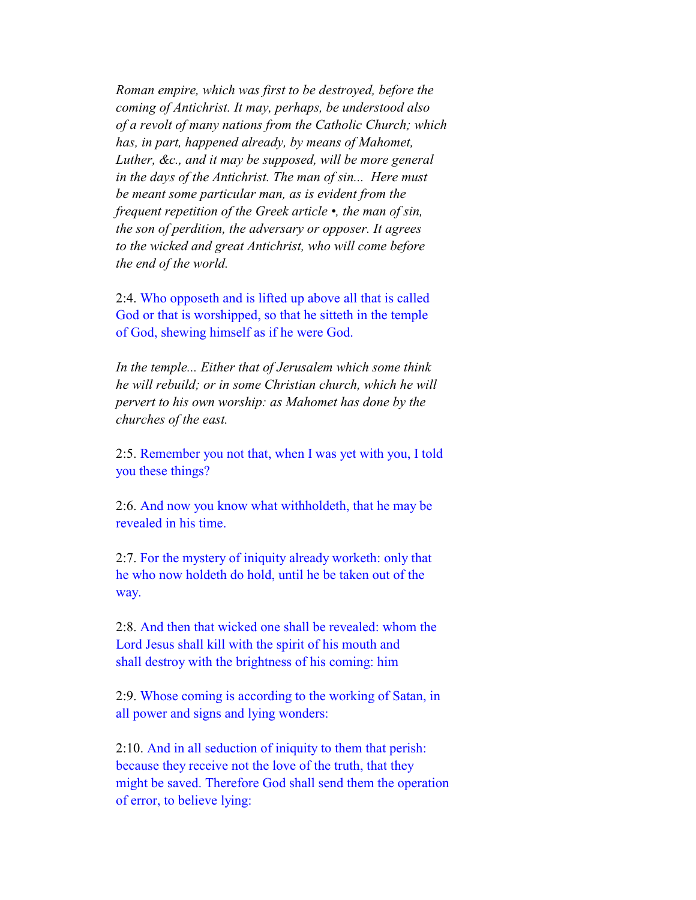*Roman empire, which was first to be destroyed, before the coming of Antichrist. It may, perhaps, be understood also of a revolt of many nations from the Catholic Church; which has, in part, happened already, by means of Mahomet, Luther, &c., and it may be supposed, will be more general in the days of the Antichrist. The man of sin... Here must be meant some particular man, as is evident from the frequent repetition of the Greek article •, the man of sin, the son of perdition, the adversary or opposer. It agrees to the wicked and great Antichrist, who will come before the end of the world.*

2:4. Who opposeth and is lifted up above all that is called God or that is worshipped, so that he sitteth in the temple of God, shewing himself as if he were God.

*In the temple... Either that of Jerusalem which some think he will rebuild; or in some Christian church, which he will pervert to his own worship: as Mahomet has done by the churches of the east.*

2:5. Remember you not that, when I was yet with you, I told you these things?

2:6. And now you know what withholdeth, that he may be revealed in his time.

2:7. For the mystery of iniquity already worketh: only that he who now holdeth do hold, until he be taken out of the way.

2:8. And then that wicked one shall be revealed: whom the Lord Jesus shall kill with the spirit of his mouth and shall destroy with the brightness of his coming: him

2:9. Whose coming is according to the working of Satan, in all power and signs and lying wonders:

2:10. And in all seduction of iniquity to them that perish: because they receive not the love of the truth, that they might be saved. Therefore God shall send them the operation of error, to believe lying: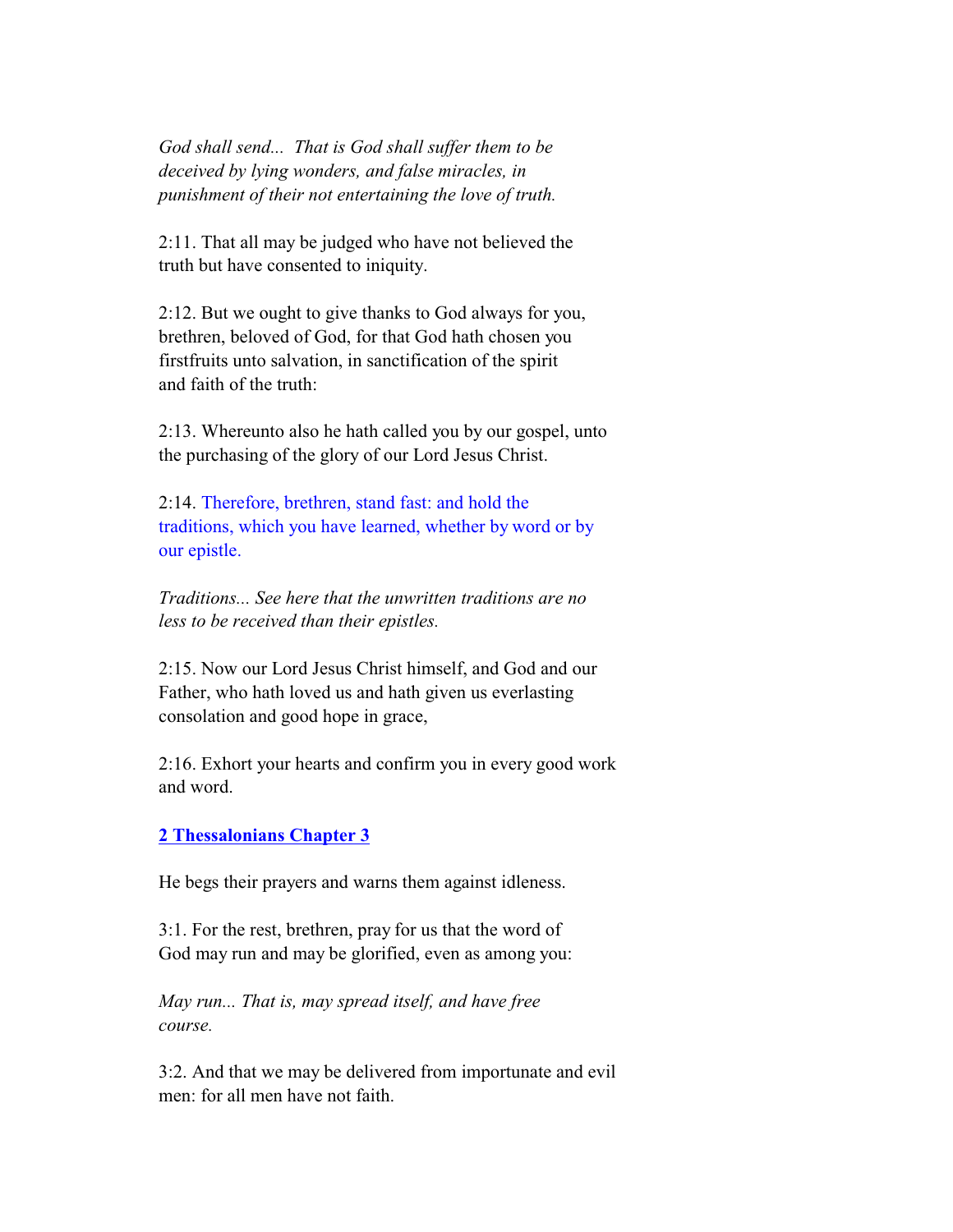*God shall send... That is God shall suffer them to be deceived by lying wonders, and false miracles, in punishment of their not entertaining the love of truth.*

2:11. That all may be judged who have not believed the truth but have consented to iniquity.

2:12. But we ought to give thanks to God always for you, brethren, beloved of God, for that God hath chosen you firstfruits unto salvation, in sanctification of the spirit and faith of the truth:

2:13. Whereunto also he hath called you by our gospel, unto the purchasing of the glory of our Lord Jesus Christ.

2:14. Therefore, brethren, stand fast: and hold the traditions, which you have learned, whether by word or by our epistle.

*Traditions... See here that the unwritten traditions are no less to be received than their epistles.*

2:15. Now our Lord Jesus Christ himself, and God and our Father, who hath loved us and hath given us everlasting consolation and good hope in grace,

2:16. Exhort your hearts and confirm you in every good work and word.

## 2 Thessalonians Chapter 3

He begs their prayers and warns them against idleness.

3:1. For the rest, brethren, pray for us that the word of God may run and may be glorified, even as among you:

*May run... That is, may spread itself, and have free course.*

3:2. And that we may be delivered from importunate and evil men: for all men have not faith.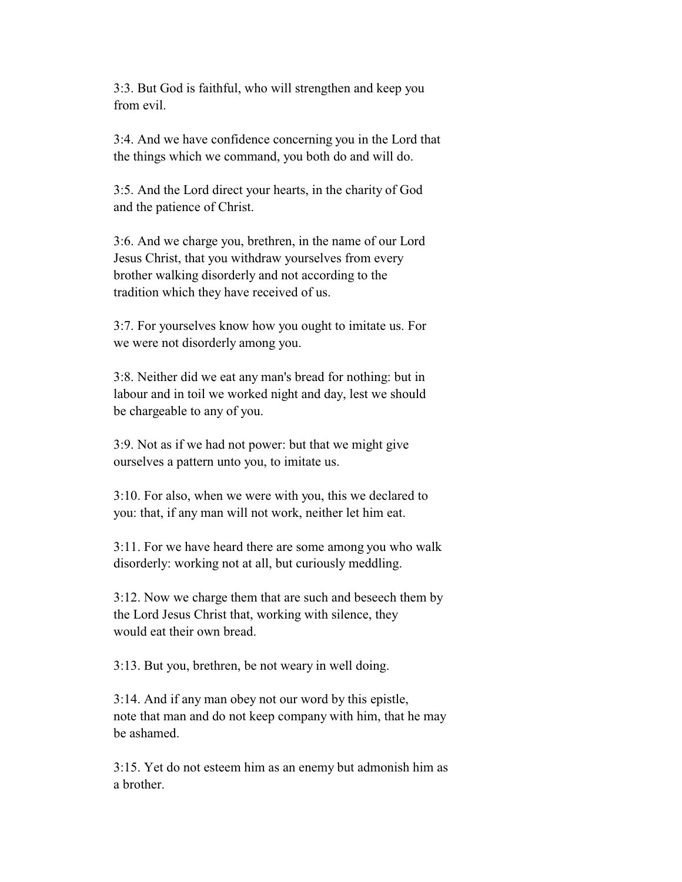3:3. But God is faithful, who will strengthen and keep you from evil.

3:4. And we have confidence concerning you in the Lord that the things which we command, you both do and will do.

3:5. And the Lord direct your hearts, in the charity of God and the patience of Christ.

3:6. And we charge you, brethren, in the name of our Lord Jesus Christ, that you withdraw yourselves from every brother walking disorderly and not according to the tradition which they have received of us.

3:7. For yourselves know how you ought to imitate us. For we were not disorderly among you.

3:8. Neither did we eat any man's bread for nothing: but in labour and in toil we worked night and day, lest we should be chargeable to any of you.

3:9. Not as if we had not power: but that we might give ourselves a pattern unto you, to imitate us.

3:10. For also, when we were with you, this we declared to you: that, if any man will not work, neither let him eat.

3:11. For we have heard there are some among you who walk disorderly: working not at all, but curiously meddling.

3:12. Now we charge them that are such and beseech them by the Lord Jesus Christ that, working with silence, they would eat their own bread.

3:13. But you, brethren, be not weary in well doing.

3:14. And if any man obey not our word by this epistle, note that man and do not keep company with him, that he may be ashamed.

3:15. Yet do not esteem him as an enemy but admonish him as a brother.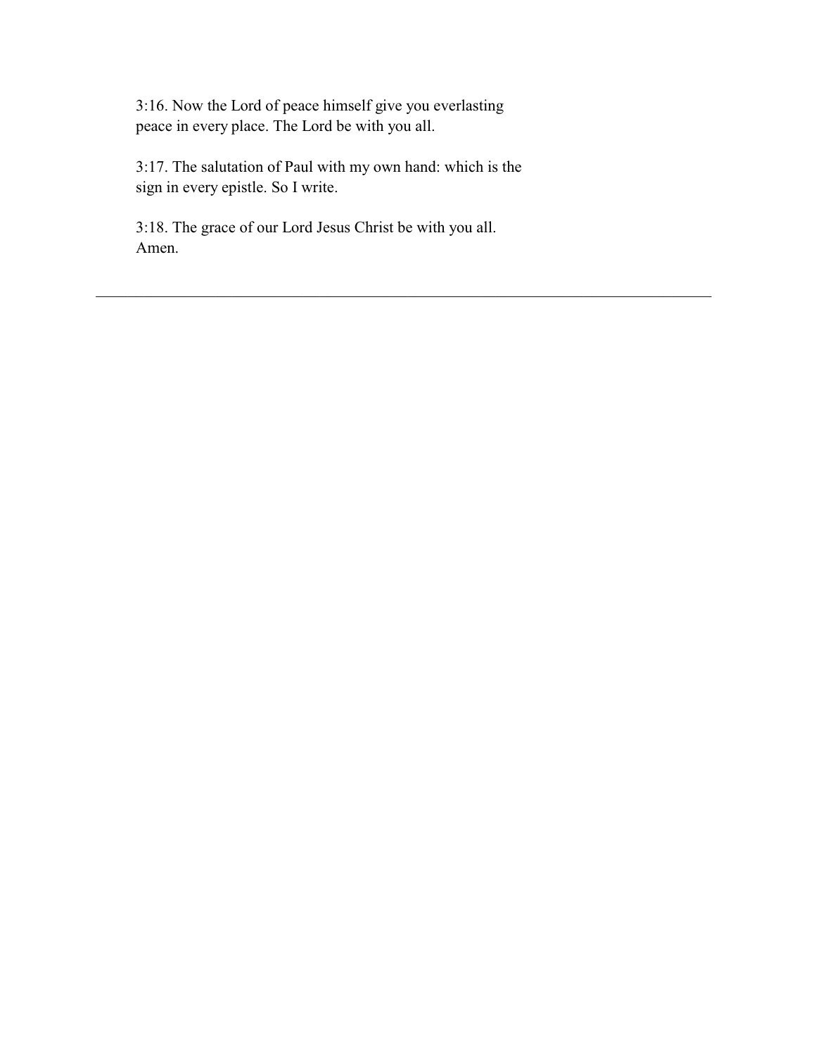3:16. Now the Lord of peace himself give you everlasting peace in every place. The Lord be with you all.

3:17. The salutation of Paul with my own hand: which is the sign in every epistle. So I write.

3:18. The grace of our Lord Jesus Christ be with you all. Amen.

---